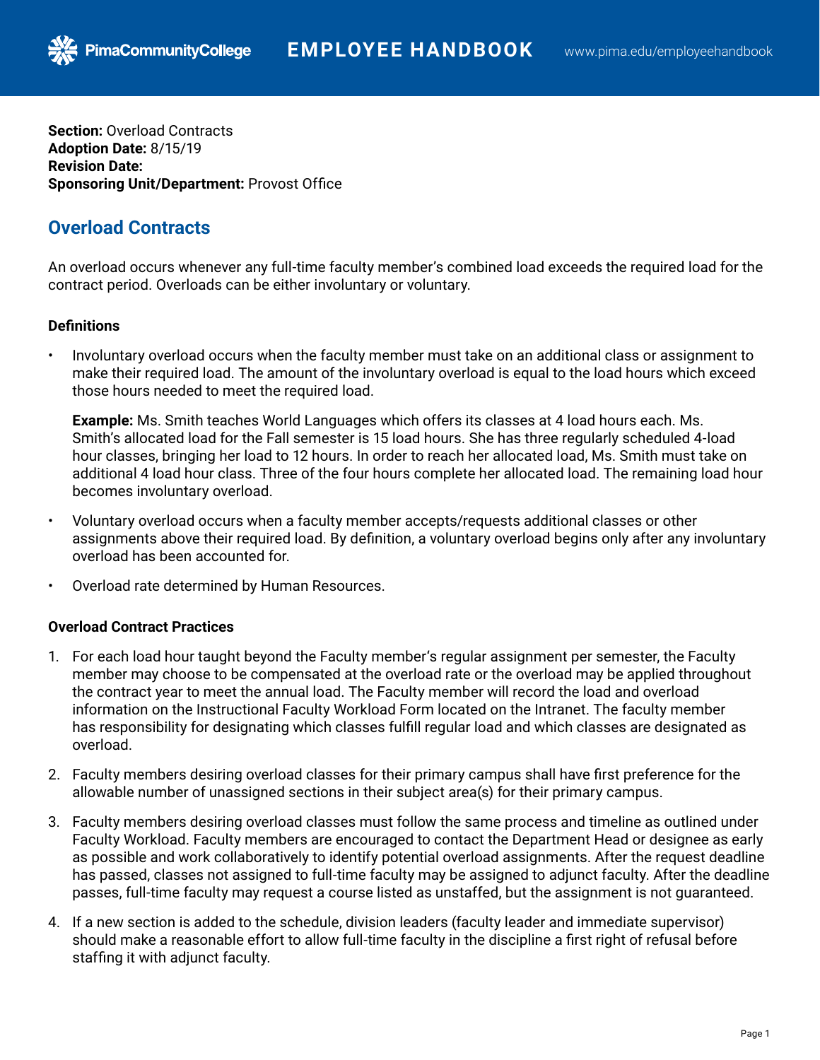**Section:** Overload Contracts
**Adoption Date:** 8/15/19
**Revision Date:**
**Sponsoring Unit/Department:** Provost Office

# Overload Contracts

An overload occurs whenever any full-time faculty member's combined load exceeds the required load for the contract period. Overloads can be either involuntary or voluntary.

### Definitions

- Involuntary overload occurs when the faculty member must take on an additional class or assignment to make their required load. The amount of the involuntary overload is equal to the load hours which exceed those hours needed to meet the required load.

  **Example:** Ms. Smith teaches World Languages which offers its classes at 4 load hours each. Ms. Smith's allocated load for the Fall semester is 15 load hours. She has three regularly scheduled 4-load hour classes, bringing her load to 12 hours. In order to reach her allocated load, Ms. Smith must take on additional 4 load hour class. Three of the four hours complete her allocated load. The remaining load hour becomes involuntary overload.

- Voluntary overload occurs when a faculty member accepts/requests additional classes or other assignments above their required load. By definition, a voluntary overload begins only after any involuntary overload has been accounted for.

- Overload rate determined by Human Resources.

### Overload Contract Practices

1. For each load hour taught beyond the Faculty member's regular assignment per semester, the Faculty member may choose to be compensated at the overload rate or the overload may be applied throughout the contract year to meet the annual load. The Faculty member will record the load and overload information on the Instructional Faculty Workload Form located on the Intranet. The faculty member has responsibility for designating which classes fulfill regular load and which classes are designated as overload.

2. Faculty members desiring overload classes for their primary campus shall have first preference for the allowable number of unassigned sections in their subject area(s) for their primary campus.

3. Faculty members desiring overload classes must follow the same process and timeline as outlined under Faculty Workload. Faculty members are encouraged to contact the Department Head or designee as early as possible and work collaboratively to identify potential overload assignments. After the request deadline has passed, classes not assigned to full-time faculty may be assigned to adjunct faculty. After the deadline passes, full-time faculty may request a course listed as unstaffed, but the assignment is not guaranteed.

4. If a new section is added to the schedule, division leaders (faculty leader and immediate supervisor) should make a reasonable effort to allow full-time faculty in the discipline a first right of refusal before staffing it with adjunct faculty.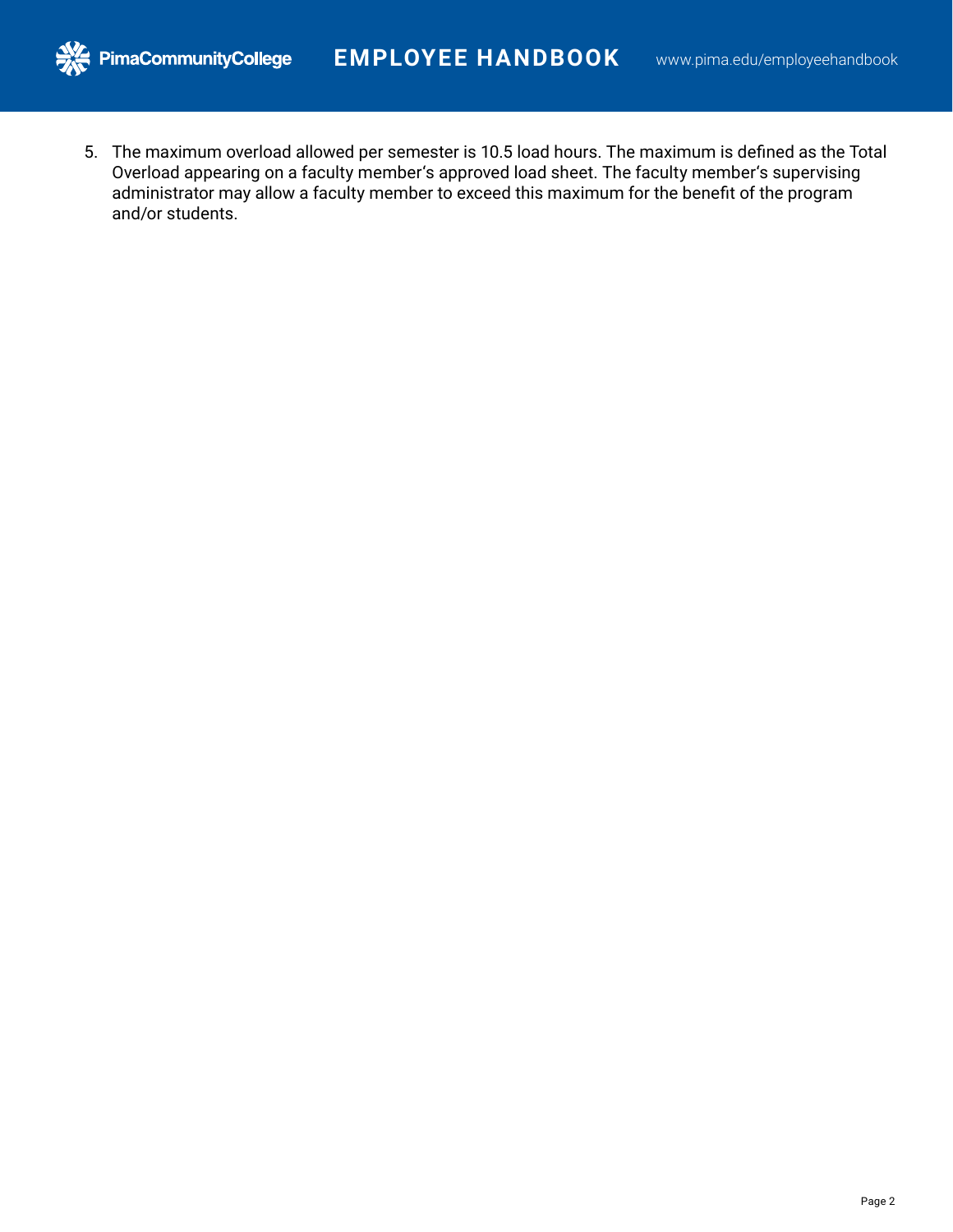5. The maximum overload allowed per semester is 10.5 load hours. The maximum is defined as the Total Overload appearing on a faculty member's approved load sheet. The faculty member's supervising administrator may allow a faculty member to exceed this maximum for the benefit of the program and/or students.